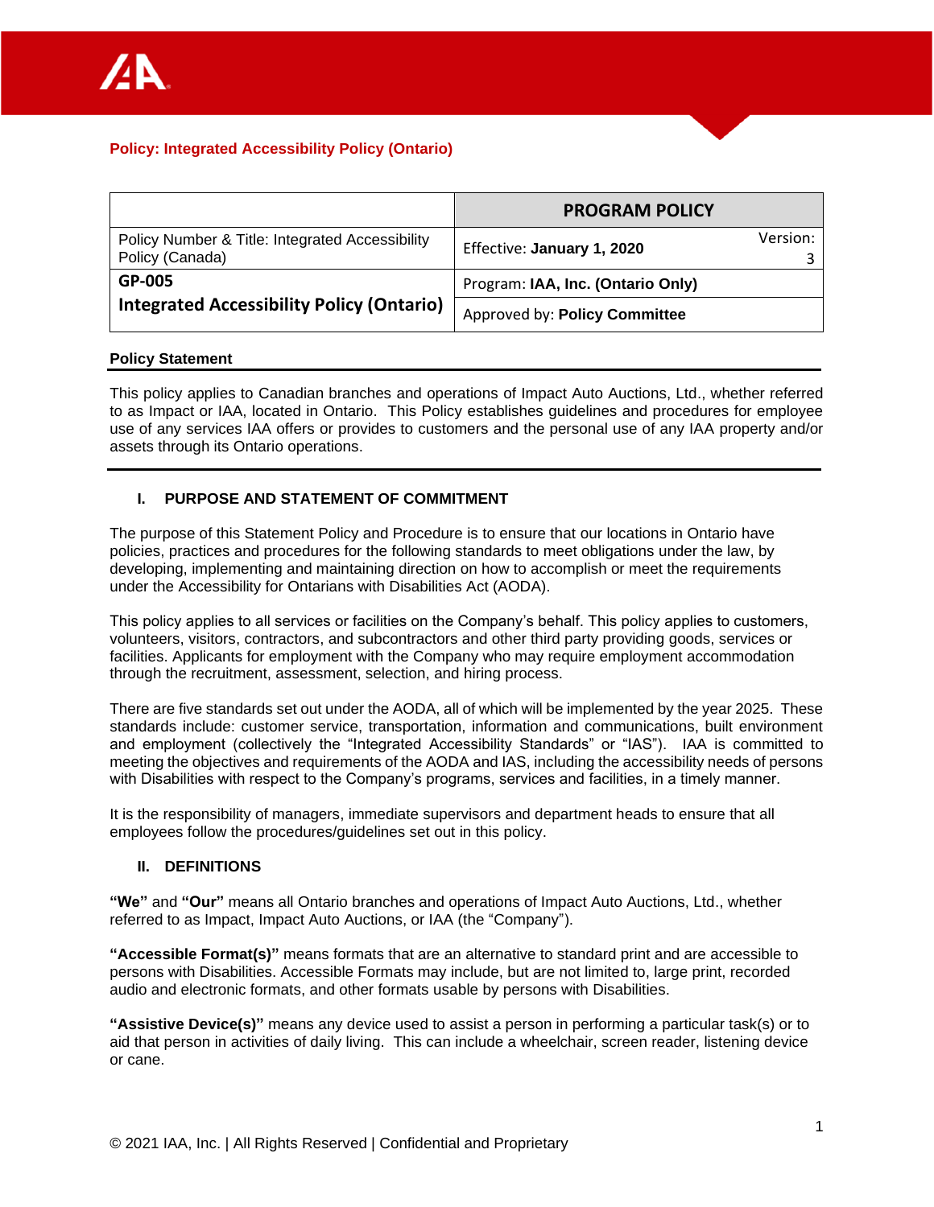**Policy: Integrated Accessibility Policy (Ontario)**

| | PROGRAM POLICY | |
|---|---|---|
| Policy Number & Title: Integrated Accessibility Policy (Canada) | Effective: **January 1, 2020** | Version: 3 |
| **GP-005** **Integrated Accessibility Policy (Ontario)** | Program: **IAA, Inc. (Ontario Only)** | |
| | Approved by: **Policy Committee** | |

**Policy Statement**

This policy applies to Canadian branches and operations of Impact Auto Auctions, Ltd., whether referred to as Impact or IAA, located in Ontario. This Policy establishes guidelines and procedures for employee use of any services IAA offers or provides to customers and the personal use of any IAA property and/or assets through its Ontario operations.

## I. PURPOSE AND STATEMENT OF COMMITMENT

The purpose of this Statement Policy and Procedure is to ensure that our locations in Ontario have policies, practices and procedures for the following standards to meet obligations under the law, by developing, implementing and maintaining direction on how to accomplish or meet the requirements under the Accessibility for Ontarians with Disabilities Act (AODA).

This policy applies to all services or facilities on the Company's behalf. This policy applies to customers, volunteers, visitors, contractors, and subcontractors and other third party providing goods, services or facilities. Applicants for employment with the Company who may require employment accommodation through the recruitment, assessment, selection, and hiring process.

There are five standards set out under the AODA, all of which will be implemented by the year 2025. These standards include: customer service, transportation, information and communications, built environment and employment (collectively the "Integrated Accessibility Standards" or "IAS"). IAA is committed to meeting the objectives and requirements of the AODA and IAS, including the accessibility needs of persons with Disabilities with respect to the Company's programs, services and facilities, in a timely manner.

It is the responsibility of managers, immediate supervisors and department heads to ensure that all employees follow the procedures/guidelines set out in this policy.

## II. DEFINITIONS

**"We"** and **"Our"** means all Ontario branches and operations of Impact Auto Auctions, Ltd., whether referred to as Impact, Impact Auto Auctions, or IAA (the "Company").

**"Accessible Format(s)"** means formats that are an alternative to standard print and are accessible to persons with Disabilities. Accessible Formats may include, but are not limited to, large print, recorded audio and electronic formats, and other formats usable by persons with Disabilities.

**"Assistive Device(s)"** means any device used to assist a person in performing a particular task(s) or to aid that person in activities of daily living. This can include a wheelchair, screen reader, listening device or cane.

© 2021 IAA, Inc. | All Rights Reserved | Confidential and Proprietary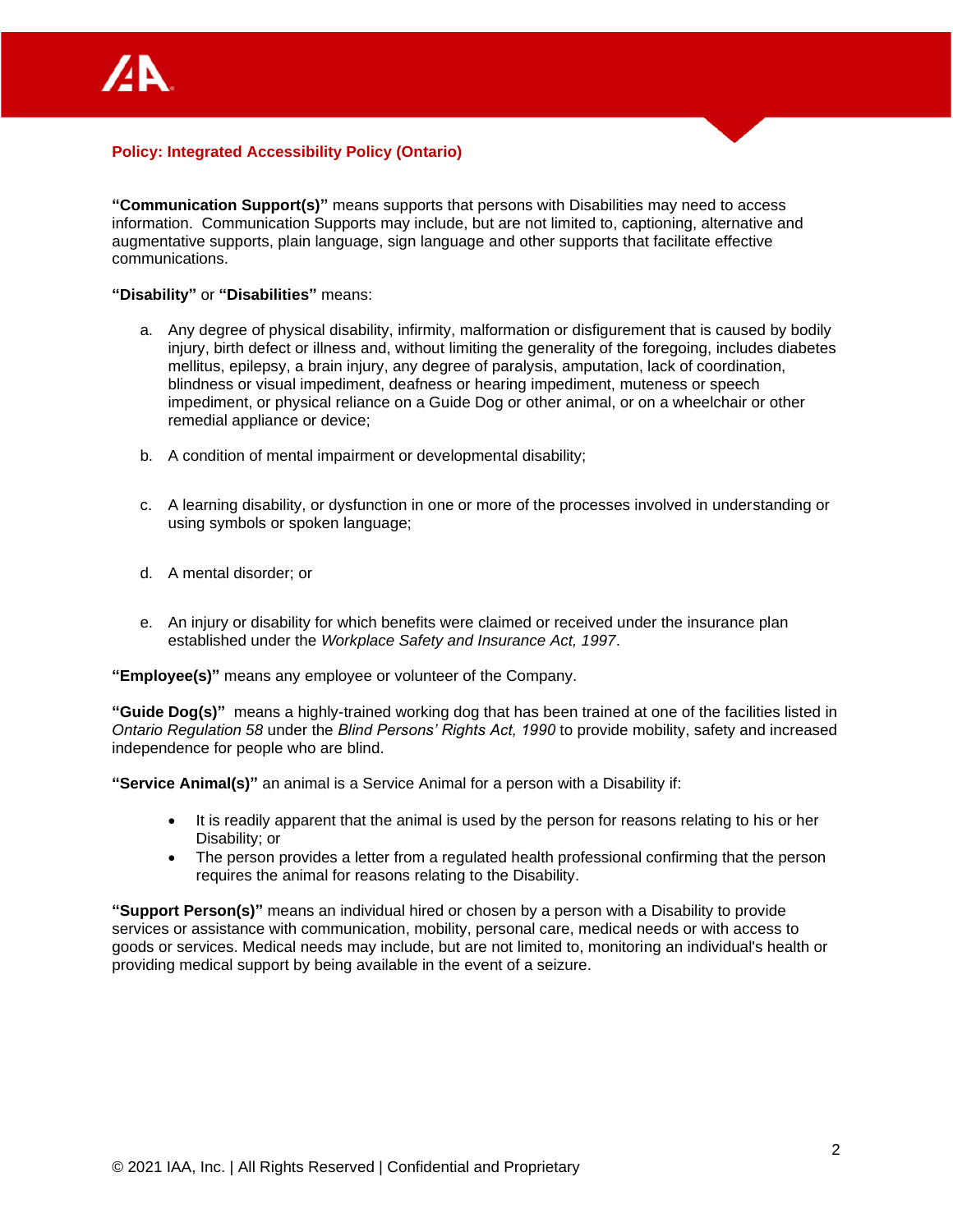**Policy: Integrated Accessibility Policy (Ontario)**

**"Communication Support(s)"** means supports that persons with Disabilities may need to access information. Communication Supports may include, but are not limited to, captioning, alternative and augmentative supports, plain language, sign language and other supports that facilitate effective communications.

**"Disability"** or **"Disabilities"** means:

a. Any degree of physical disability, infirmity, malformation or disfigurement that is caused by bodily injury, birth defect or illness and, without limiting the generality of the foregoing, includes diabetes mellitus, epilepsy, a brain injury, any degree of paralysis, amputation, lack of coordination, blindness or visual impediment, deafness or hearing impediment, muteness or speech impediment, or physical reliance on a Guide Dog or other animal, or on a wheelchair or other remedial appliance or device;

b. A condition of mental impairment or developmental disability;

c. A learning disability, or dysfunction in one or more of the processes involved in understanding or using symbols or spoken language;

d. A mental disorder; or

e. An injury or disability for which benefits were claimed or received under the insurance plan established under the *Workplace Safety and Insurance Act, 1997*.

**"Employee(s)"** means any employee or volunteer of the Company.

**"Guide Dog(s)"** means a highly-trained working dog that has been trained at one of the facilities listed in *Ontario Regulation 58* under the *Blind Persons' Rights Act, 1990* to provide mobility, safety and increased independence for people who are blind.

**"Service Animal(s)"** an animal is a Service Animal for a person with a Disability if:

- It is readily apparent that the animal is used by the person for reasons relating to his or her Disability; or
- The person provides a letter from a regulated health professional confirming that the person requires the animal for reasons relating to the Disability.

**"Support Person(s)"** means an individual hired or chosen by a person with a Disability to provide services or assistance with communication, mobility, personal care, medical needs or with access to goods or services. Medical needs may include, but are not limited to, monitoring an individual's health or providing medical support by being available in the event of a seizure.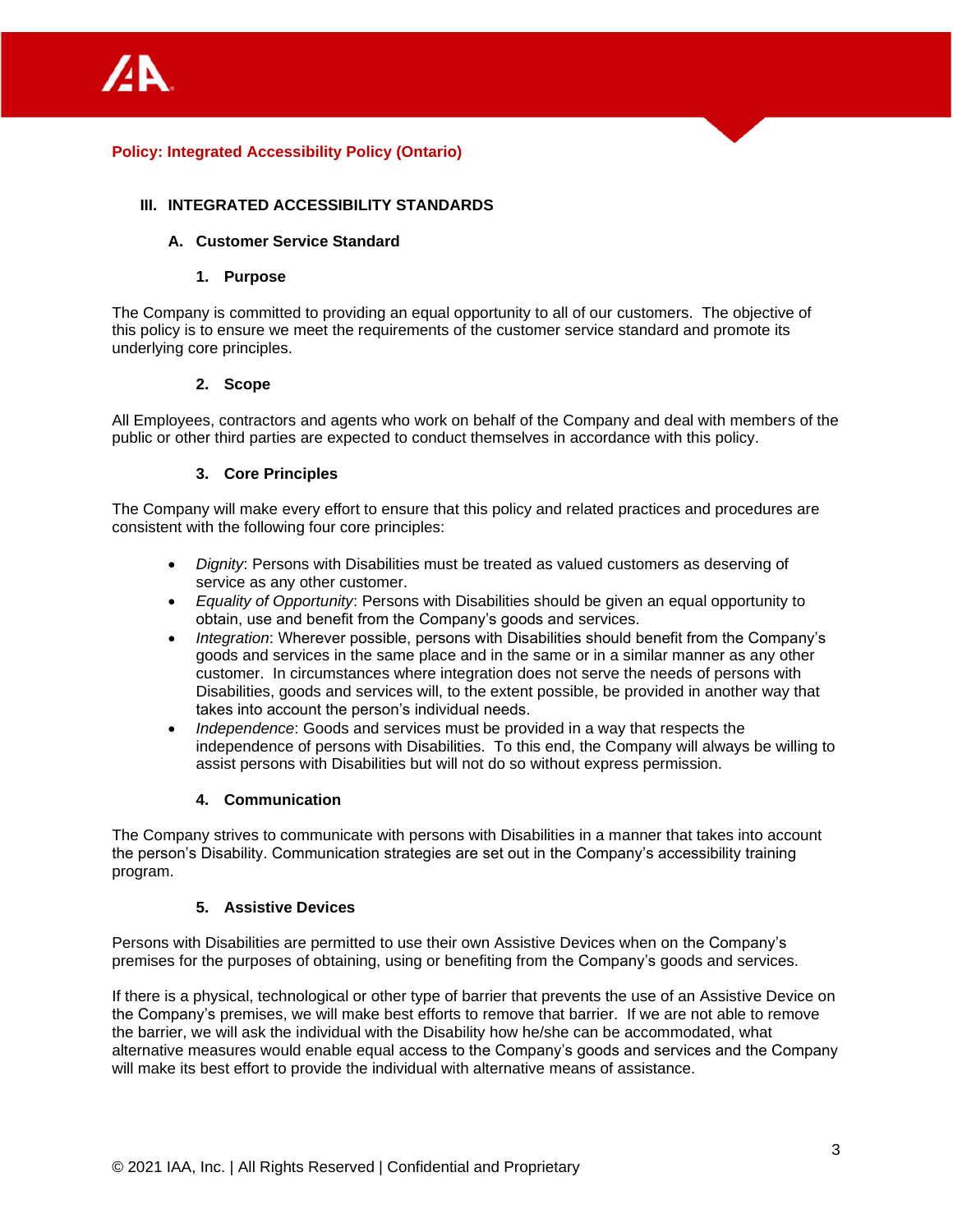**Policy: Integrated Accessibility Policy (Ontario)**

## III. INTEGRATED ACCESSIBILITY STANDARDS

### A. Customer Service Standard

#### 1. Purpose

The Company is committed to providing an equal opportunity to all of our customers. The objective of this policy is to ensure we meet the requirements of the customer service standard and promote its underlying core principles.

#### 2. Scope

All Employees, contractors and agents who work on behalf of the Company and deal with members of the public or other third parties are expected to conduct themselves in accordance with this policy.

#### 3. Core Principles

The Company will make every effort to ensure that this policy and related practices and procedures are consistent with the following four core principles:

- *Dignity*: Persons with Disabilities must be treated as valued customers as deserving of service as any other customer.
- *Equality of Opportunity*: Persons with Disabilities should be given an equal opportunity to obtain, use and benefit from the Company's goods and services.
- *Integration*: Wherever possible, persons with Disabilities should benefit from the Company's goods and services in the same place and in the same or in a similar manner as any other customer. In circumstances where integration does not serve the needs of persons with Disabilities, goods and services will, to the extent possible, be provided in another way that takes into account the person's individual needs.
- *Independence*: Goods and services must be provided in a way that respects the independence of persons with Disabilities. To this end, the Company will always be willing to assist persons with Disabilities but will not do so without express permission.

#### 4. Communication

The Company strives to communicate with persons with Disabilities in a manner that takes into account the person's Disability. Communication strategies are set out in the Company's accessibility training program.

#### 5. Assistive Devices

Persons with Disabilities are permitted to use their own Assistive Devices when on the Company's premises for the purposes of obtaining, using or benefiting from the Company's goods and services.

If there is a physical, technological or other type of barrier that prevents the use of an Assistive Device on the Company's premises, we will make best efforts to remove that barrier. If we are not able to remove the barrier, we will ask the individual with the Disability how he/she can be accommodated, what alternative measures would enable equal access to the Company's goods and services and the Company will make its best effort to provide the individual with alternative means of assistance.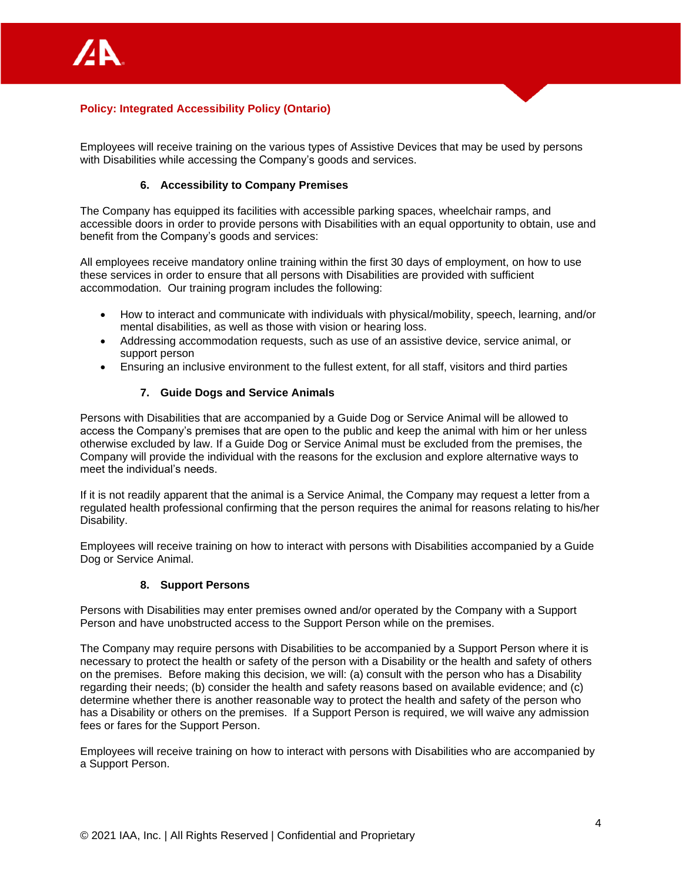Employees will receive training on the various types of Assistive Devices that may be used by persons with Disabilities while accessing the Company's goods and services.

#### 6. Accessibility to Company Premises

The Company has equipped its facilities with accessible parking spaces, wheelchair ramps, and accessible doors in order to provide persons with Disabilities with an equal opportunity to obtain, use and benefit from the Company's goods and services:

All employees receive mandatory online training within the first 30 days of employment, on how to use these services in order to ensure that all persons with Disabilities are provided with sufficient accommodation. Our training program includes the following:

- How to interact and communicate with individuals with physical/mobility, speech, learning, and/or mental disabilities, as well as those with vision or hearing loss.
- Addressing accommodation requests, such as use of an assistive device, service animal, or support person
- Ensuring an inclusive environment to the fullest extent, for all staff, visitors and third parties

#### 7. Guide Dogs and Service Animals

Persons with Disabilities that are accompanied by a Guide Dog or Service Animal will be allowed to access the Company's premises that are open to the public and keep the animal with him or her unless otherwise excluded by law. If a Guide Dog or Service Animal must be excluded from the premises, the Company will provide the individual with the reasons for the exclusion and explore alternative ways to meet the individual's needs.

If it is not readily apparent that the animal is a Service Animal, the Company may request a letter from a regulated health professional confirming that the person requires the animal for reasons relating to his/her Disability.

Employees will receive training on how to interact with persons with Disabilities accompanied by a Guide Dog or Service Animal.

#### 8. Support Persons

Persons with Disabilities may enter premises owned and/or operated by the Company with a Support Person and have unobstructed access to the Support Person while on the premises.

The Company may require persons with Disabilities to be accompanied by a Support Person where it is necessary to protect the health or safety of the person with a Disability or the health and safety of others on the premises. Before making this decision, we will: (a) consult with the person who has a Disability regarding their needs; (b) consider the health and safety reasons based on available evidence; and (c) determine whether there is another reasonable way to protect the health and safety of the person who has a Disability or others on the premises. If a Support Person is required, we will waive any admission fees or fares for the Support Person.

Employees will receive training on how to interact with persons with Disabilities who are accompanied by a Support Person.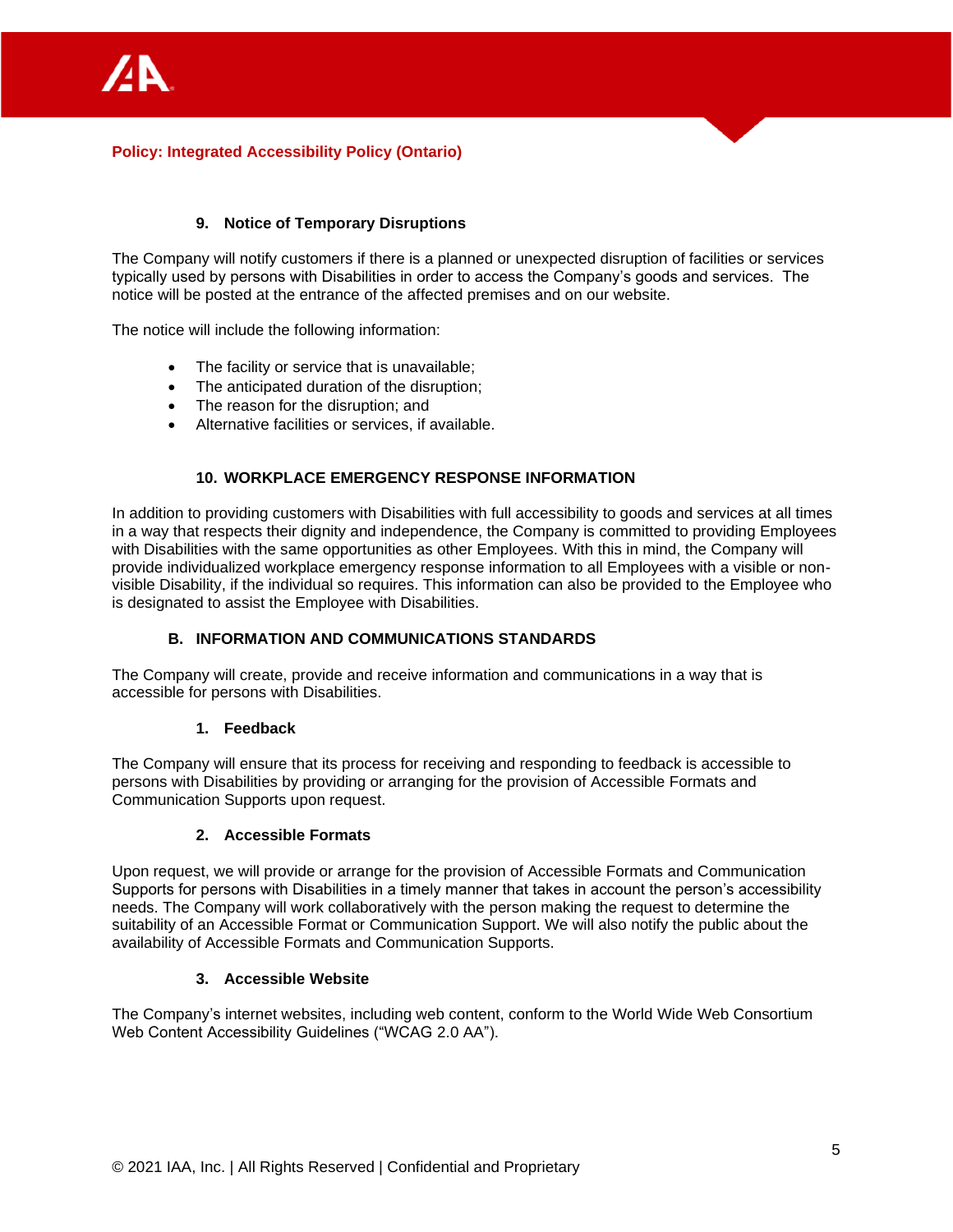### 9. Notice of Temporary Disruptions

The Company will notify customers if there is a planned or unexpected disruption of facilities or services typically used by persons with Disabilities in order to access the Company's goods and services. The notice will be posted at the entrance of the affected premises and on our website.

The notice will include the following information:

- The facility or service that is unavailable;
- The anticipated duration of the disruption;
- The reason for the disruption; and
- Alternative facilities or services, if available.

### 10. WORKPLACE EMERGENCY RESPONSE INFORMATION

In addition to providing customers with Disabilities with full accessibility to goods and services at all times in a way that respects their dignity and independence, the Company is committed to providing Employees with Disabilities with the same opportunities as other Employees. With this in mind, the Company will provide individualized workplace emergency response information to all Employees with a visible or non-visible Disability, if the individual so requires. This information can also be provided to the Employee who is designated to assist the Employee with Disabilities.

## B. INFORMATION AND COMMUNICATIONS STANDARDS

The Company will create, provide and receive information and communications in a way that is accessible for persons with Disabilities.

### 1. Feedback

The Company will ensure that its process for receiving and responding to feedback is accessible to persons with Disabilities by providing or arranging for the provision of Accessible Formats and Communication Supports upon request.

### 2. Accessible Formats

Upon request, we will provide or arrange for the provision of Accessible Formats and Communication Supports for persons with Disabilities in a timely manner that takes in account the person's accessibility needs. The Company will work collaboratively with the person making the request to determine the suitability of an Accessible Format or Communication Support. We will also notify the public about the availability of Accessible Formats and Communication Supports.

### 3. Accessible Website

The Company's internet websites, including web content, conform to the World Wide Web Consortium Web Content Accessibility Guidelines ("WCAG 2.0 AA").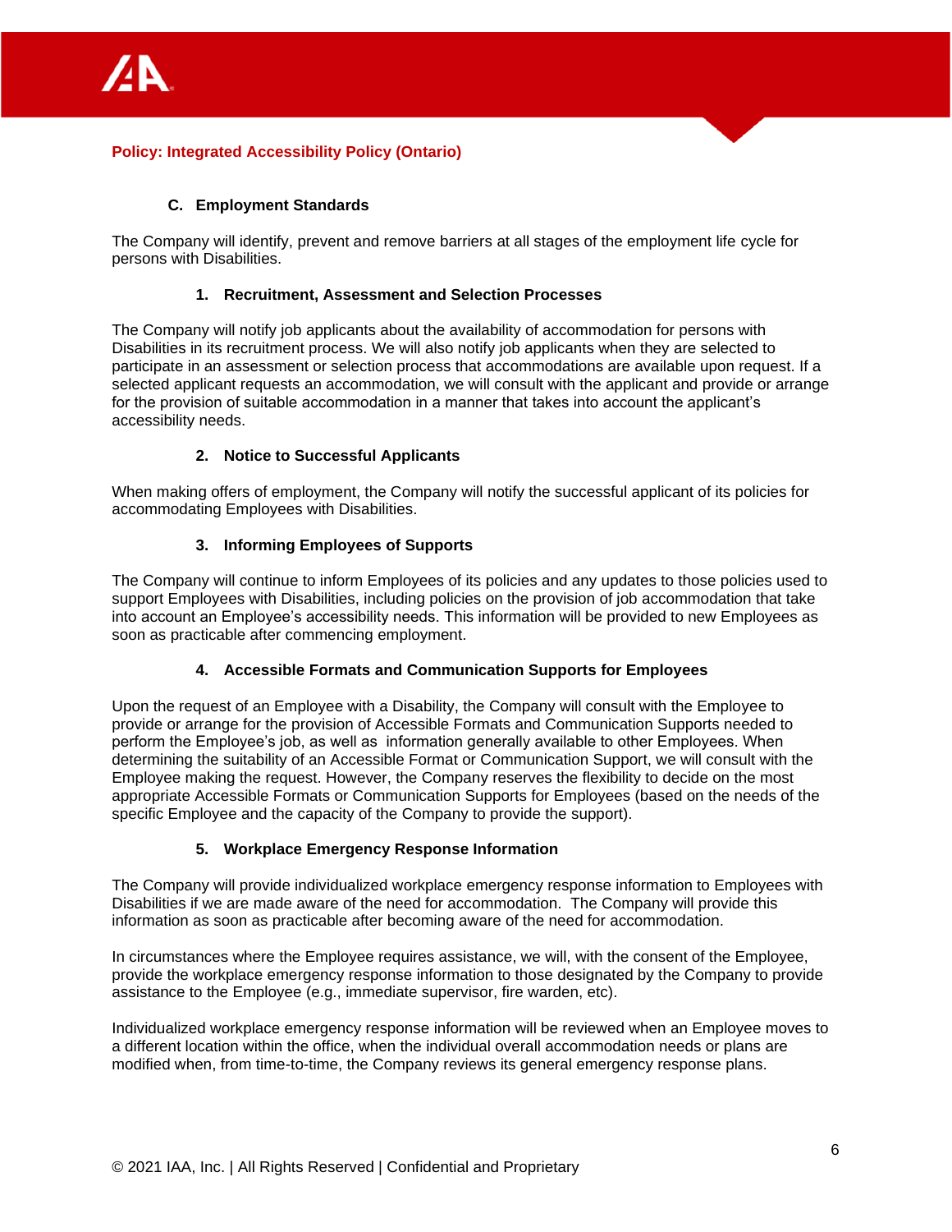**Policy: Integrated Accessibility Policy (Ontario)**

## C. Employment Standards

The Company will identify, prevent and remove barriers at all stages of the employment life cycle for persons with Disabilities.

### 1. Recruitment, Assessment and Selection Processes

The Company will notify job applicants about the availability of accommodation for persons with Disabilities in its recruitment process. We will also notify job applicants when they are selected to participate in an assessment or selection process that accommodations are available upon request. If a selected applicant requests an accommodation, we will consult with the applicant and provide or arrange for the provision of suitable accommodation in a manner that takes into account the applicant's accessibility needs.

### 2. Notice to Successful Applicants

When making offers of employment, the Company will notify the successful applicant of its policies for accommodating Employees with Disabilities.

### 3. Informing Employees of Supports

The Company will continue to inform Employees of its policies and any updates to those policies used to support Employees with Disabilities, including policies on the provision of job accommodation that take into account an Employee's accessibility needs. This information will be provided to new Employees as soon as practicable after commencing employment.

### 4. Accessible Formats and Communication Supports for Employees

Upon the request of an Employee with a Disability, the Company will consult with the Employee to provide or arrange for the provision of Accessible Formats and Communication Supports needed to perform the Employee's job, as well as information generally available to other Employees. When determining the suitability of an Accessible Format or Communication Support, we will consult with the Employee making the request. However, the Company reserves the flexibility to decide on the most appropriate Accessible Formats or Communication Supports for Employees (based on the needs of the specific Employee and the capacity of the Company to provide the support).

### 5. Workplace Emergency Response Information

The Company will provide individualized workplace emergency response information to Employees with Disabilities if we are made aware of the need for accommodation. The Company will provide this information as soon as practicable after becoming aware of the need for accommodation.

In circumstances where the Employee requires assistance, we will, with the consent of the Employee, provide the workplace emergency response information to those designated by the Company to provide assistance to the Employee (e.g., immediate supervisor, fire warden, etc).

Individualized workplace emergency response information will be reviewed when an Employee moves to a different location within the office, when the individual overall accommodation needs or plans are modified when, from time-to-time, the Company reviews its general emergency response plans.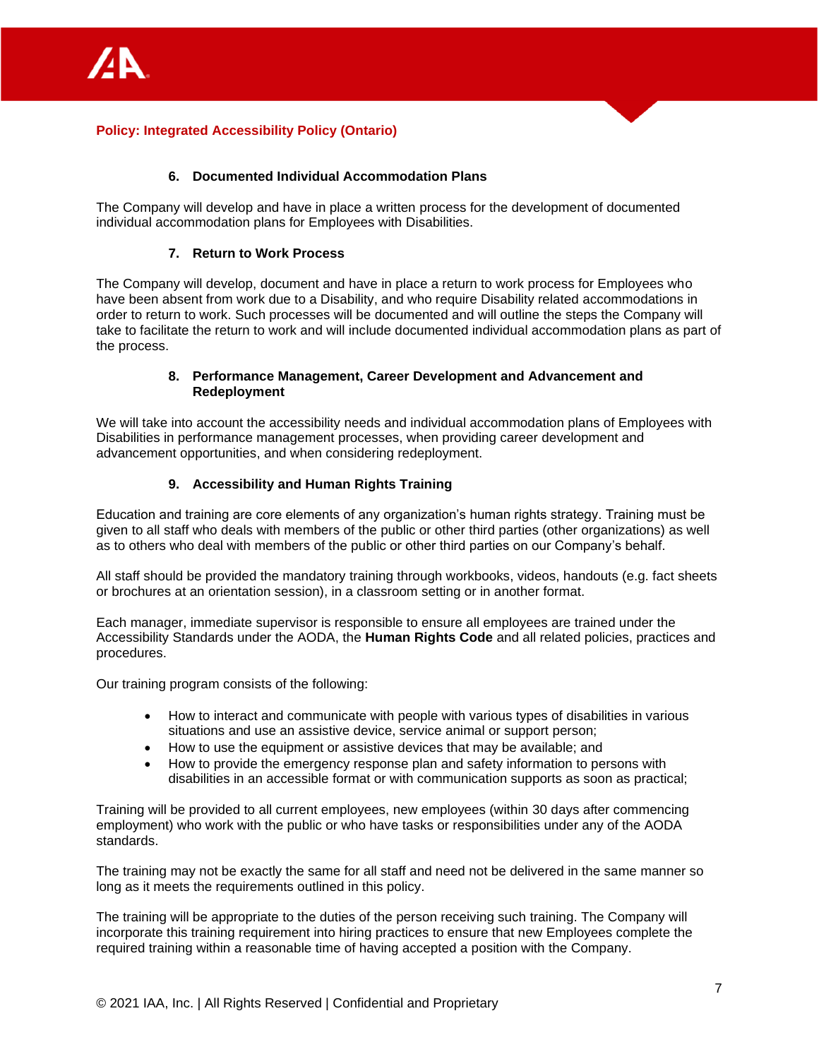**Policy: Integrated Accessibility Policy (Ontario)**

### 6. Documented Individual Accommodation Plans

The Company will develop and have in place a written process for the development of documented individual accommodation plans for Employees with Disabilities.

### 7. Return to Work Process

The Company will develop, document and have in place a return to work process for Employees who have been absent from work due to a Disability, and who require Disability related accommodations in order to return to work. Such processes will be documented and will outline the steps the Company will take to facilitate the return to work and will include documented individual accommodation plans as part of the process.

### 8. Performance Management, Career Development and Advancement and Redeployment

We will take into account the accessibility needs and individual accommodation plans of Employees with Disabilities in performance management processes, when providing career development and advancement opportunities, and when considering redeployment.

### 9. Accessibility and Human Rights Training

Education and training are core elements of any organization's human rights strategy. Training must be given to all staff who deals with members of the public or other third parties (other organizations) as well as to others who deal with members of the public or other third parties on our Company's behalf.

All staff should be provided the mandatory training through workbooks, videos, handouts (e.g. fact sheets or brochures at an orientation session), in a classroom setting or in another format.

Each manager, immediate supervisor is responsible to ensure all employees are trained under the Accessibility Standards under the AODA, the **Human Rights Code** and all related policies, practices and procedures.

Our training program consists of the following:

- How to interact and communicate with people with various types of disabilities in various situations and use an assistive device, service animal or support person;
- How to use the equipment or assistive devices that may be available; and
- How to provide the emergency response plan and safety information to persons with disabilities in an accessible format or with communication supports as soon as practical;

Training will be provided to all current employees, new employees (within 30 days after commencing employment) who work with the public or who have tasks or responsibilities under any of the AODA standards.

The training may not be exactly the same for all staff and need not be delivered in the same manner so long as it meets the requirements outlined in this policy.

The training will be appropriate to the duties of the person receiving such training. The Company will incorporate this training requirement into hiring practices to ensure that new Employees complete the required training within a reasonable time of having accepted a position with the Company.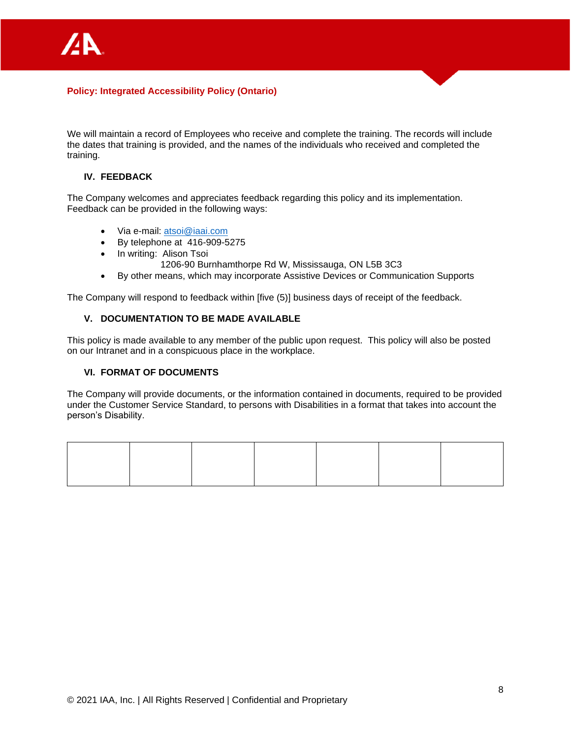We will maintain a record of Employees who receive and complete the training. The records will include the dates that training is provided, and the names of the individuals who received and completed the training.

### IV. FEEDBACK

The Company welcomes and appreciates feedback regarding this policy and its implementation. Feedback can be provided in the following ways:

- Via e-mail: atsoi@iaai.com
- By telephone at 416-909-5275
- In writing: Alison Tsoi
  1206-90 Burnhamthorpe Rd W, Mississauga, ON L5B 3C3
- By other means, which may incorporate Assistive Devices or Communication Supports

The Company will respond to feedback within [five (5)] business days of receipt of the feedback.

### V. DOCUMENTATION TO BE MADE AVAILABLE

This policy is made available to any member of the public upon request. This policy will also be posted on our Intranet and in a conspicuous place in the workplace.

### VI. FORMAT OF DOCUMENTS

The Company will provide documents, or the information contained in documents, required to be provided under the Customer Service Standard, to persons with Disabilities in a format that takes into account the person's Disability.

| | | | | | | |
|---|---|---|---|---|---|---|
| | | | | | | |